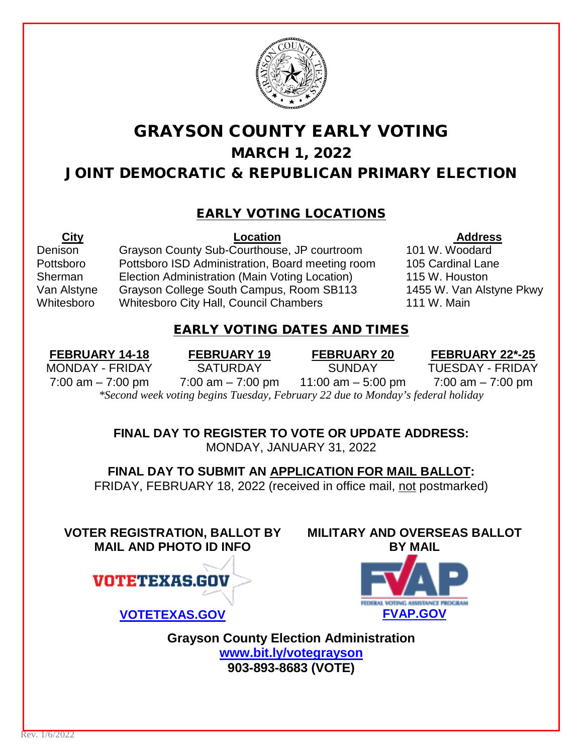# GRAYSON COUNTY EARLY VOTING

## MARCH 1, 2022

## JOINT DEMOCRATIC & REPUBLICAN PRIMARY ELECTION

### EARLY VOTING LOCATIONS

| City | Location | Address |
|---|---|---|
| Denison | Grayson County Sub-Courthouse, JP courtroom | 101 W. Woodard |
| Pottsboro | Pottsboro ISD Administration, Board meeting room | 105 Cardinal Lane |
| Sherman | Election Administration (Main Voting Location) | 115 W. Houston |
| Van Alstyne | Grayson College South Campus, Room SB113 | 1455 W. Van Alstyne Pkwy |
| Whitesboro | Whitesboro City Hall, Council Chambers | 111 W. Main |

### EARLY VOTING DATES AND TIMES

| FEBRUARY 14-18 | FEBRUARY 19 | FEBRUARY 20 | FEBRUARY 22*-25 |
|---|---|---|---|
| MONDAY - FRIDAY | SATURDAY | SUNDAY | TUESDAY - FRIDAY |
| 7:00 am – 7:00 pm | 7:00 am – 7:00 pm | 11:00 am – 5:00 pm | 7:00 am – 7:00 pm |

*\*Second week voting begins Tuesday, February 22 due to Monday's federal holiday*

**FINAL DAY TO REGISTER TO VOTE OR UPDATE ADDRESS:**
MONDAY, JANUARY 31, 2022

**FINAL DAY TO SUBMIT AN APPLICATION FOR MAIL BALLOT:**
FRIDAY, FEBRUARY 18, 2022 (received in office mail, not postmarked)

**VOTER REGISTRATION, BALLOT BY MAIL AND PHOTO ID INFO**

VOTETEXAS.GOV

**VOTETEXAS.GOV**

**MILITARY AND OVERSEAS BALLOT BY MAIL**

FVAP FEDERAL VOTING ASSISTANCE PROGRAM

**FVAP.GOV**

**Grayson County Election Administration**
**www.bit.ly/votegrayson**
**903-893-8683 (VOTE)**

Rev. 1/6/2022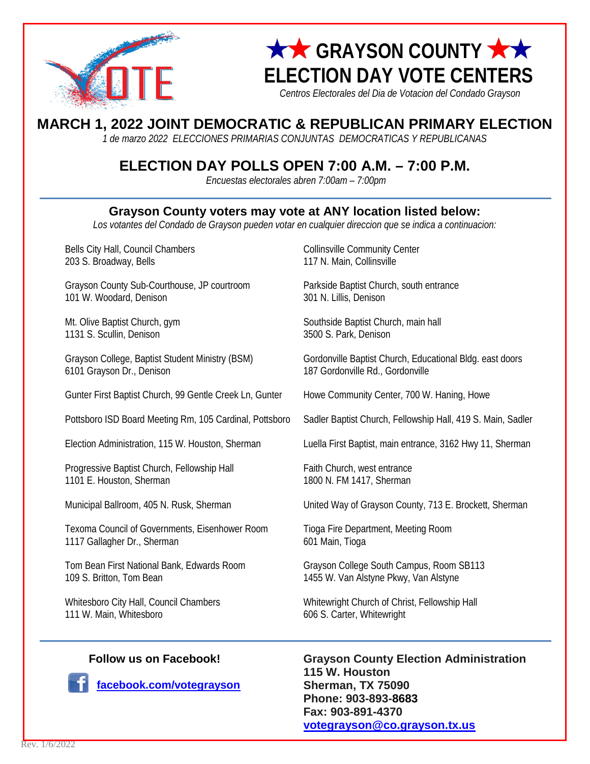# ★★ GRAYSON COUNTY ★★
# ELECTION DAY VOTE CENTERS

*Centros Electorales del Dia de Votacion del Condado Grayson*

## MARCH 1, 2022 JOINT DEMOCRATIC & REPUBLICAN PRIMARY ELECTION

*1 de marzo 2022 ELECCIONES PRIMARIAS CONJUNTAS DEMOCRATICAS Y REPUBLICANAS*

## ELECTION DAY POLLS OPEN 7:00 A.M. – 7:00 P.M.

*Encuestas electorales abren 7:00am – 7:00pm*

---

### Grayson County voters may vote at ANY location listed below:

*Los votantes del Condado de Grayson pueden votar en cualquier direccion que se indica a continuacion:*

Bells City Hall, Council Chambers
203 S. Broadway, Bells

Grayson County Sub-Courthouse, JP courtroom
101 W. Woodard, Denison

Mt. Olive Baptist Church, gym
1131 S. Scullin, Denison

Grayson College, Baptist Student Ministry (BSM)
6101 Grayson Dr., Denison

Gunter First Baptist Church, 99 Gentle Creek Ln, Gunter

Pottsboro ISD Board Meeting Rm, 105 Cardinal, Pottsboro

Election Administration, 115 W. Houston, Sherman

Progressive Baptist Church, Fellowship Hall
1101 E. Houston, Sherman

Municipal Ballroom, 405 N. Rusk, Sherman

Texoma Council of Governments, Eisenhower Room
1117 Gallagher Dr., Sherman

Tom Bean First National Bank, Edwards Room
109 S. Britton, Tom Bean

Whitesboro City Hall, Council Chambers
111 W. Main, Whitesboro

Collinsville Community Center
117 N. Main, Collinsville

Parkside Baptist Church, south entrance
301 N. Lillis, Denison

Southside Baptist Church, main hall
3500 S. Park, Denison

Gordonville Baptist Church, Educational Bldg. east doors
187 Gordonville Rd., Gordonville

Howe Community Center, 700 W. Haning, Howe

Sadler Baptist Church, Fellowship Hall, 419 S. Main, Sadler

Luella First Baptist, main entrance, 3162 Hwy 11, Sherman

Faith Church, west entrance
1800 N. FM 1417, Sherman

United Way of Grayson County, 713 E. Brockett, Sherman

Tioga Fire Department, Meeting Room
601 Main, Tioga

Grayson College South Campus, Room SB113
1455 W. Van Alstyne Pkwy, Van Alstyne

Whitewright Church of Christ, Fellowship Hall
606 S. Carter, Whitewright

---

**Follow us on Facebook!**

**facebook.com/votegrayson**

**Grayson County Election Administration**
**115 W. Houston**
**Sherman, TX 75090**
**Phone: 903-893-8683**
**Fax: 903-891-4370**
**votegrayson@co.grayson.tx.us**

Rev. 1/6/2022